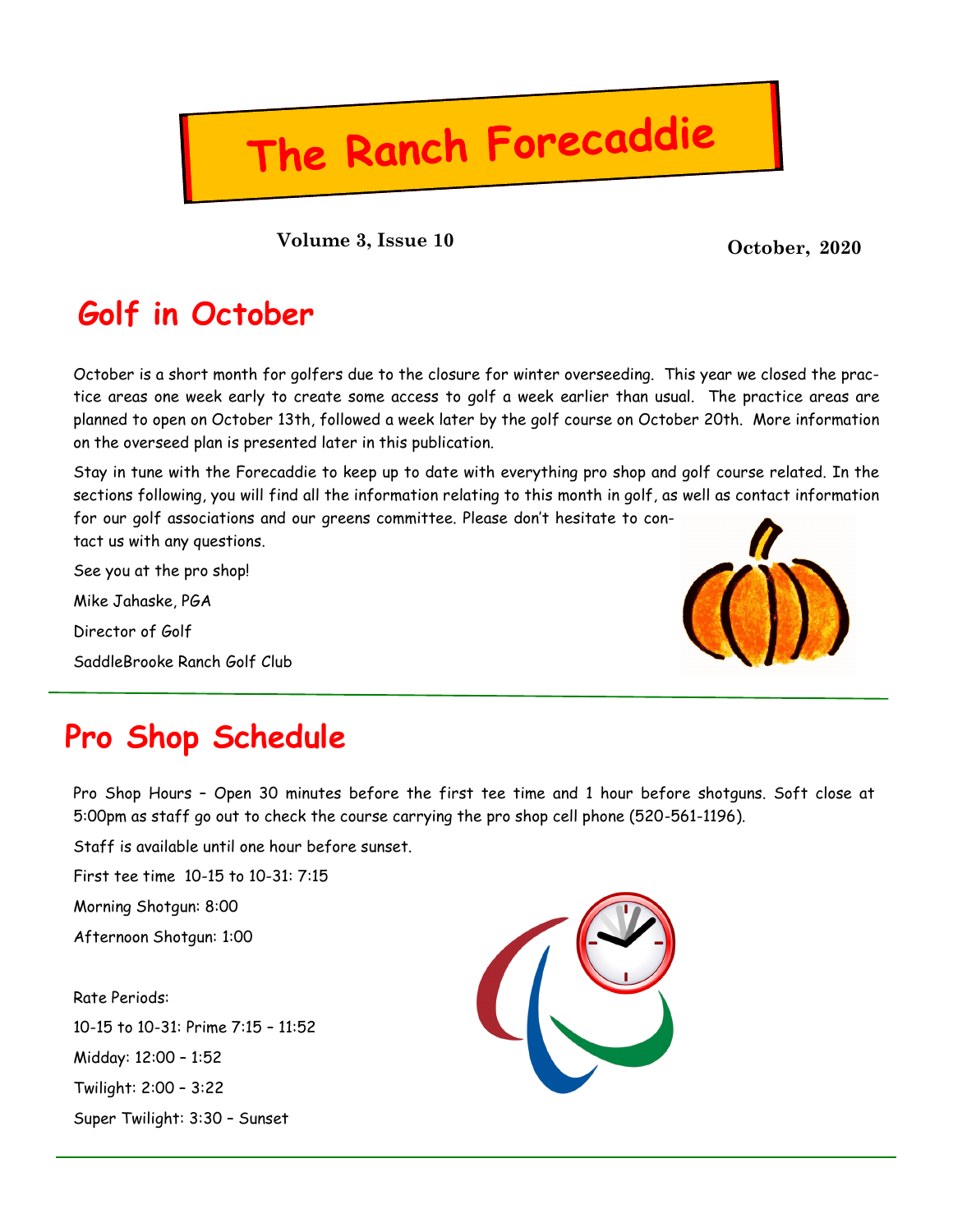# The Ranch Forecaddie

**Volume 3, Issue 10** **October, 2020**

## Golf in October

October is a short month for golfers due to the closure for winter overseeding. This year we closed the practice areas one week early to create some access to golf a week earlier than usual. The practice areas are planned to open on October 13th, followed a week later by the golf course on October 20th. More information on the overseed plan is presented later in this publication.

Stay in tune with the Forecaddie to keep up to date with everything pro shop and golf course related. In the sections following, you will find all the information relating to this month in golf, as well as contact information for our golf associations and our greens committee. Please don't hesitate to contact us with any questions.

See you at the pro shop!

Mike Jahaske, PGA

Director of Golf

SaddleBrooke Ranch Golf Club

## Pro Shop Schedule

Pro Shop Hours – Open 30 minutes before the first tee time and 1 hour before shotguns. Soft close at 5:00pm as staff go out to check the course carrying the pro shop cell phone (520-561-1196).

Staff is available until one hour before sunset.

First tee time 10-15 to 10-31: 7:15

Morning Shotgun: 8:00

Afternoon Shotgun: 1:00

Rate Periods:

10-15 to 10-31: Prime 7:15 – 11:52

Midday: 12:00 – 1:52

Twilight: 2:00 – 3:22

Super Twilight: 3:30 – Sunset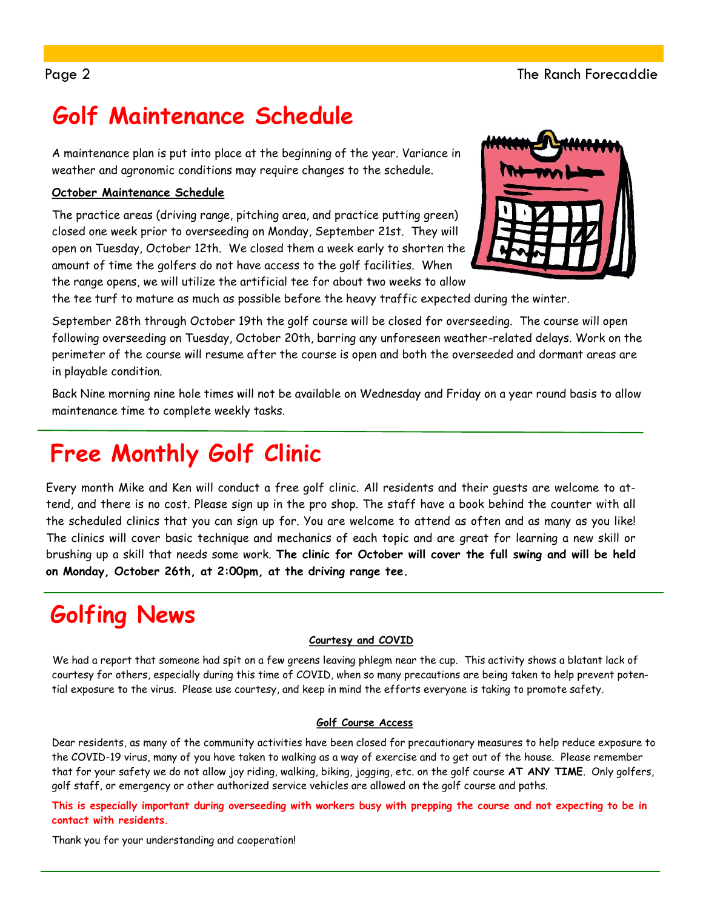# Golf Maintenance Schedule

A maintenance plan is put into place at the beginning of the year. Variance in weather and agronomic conditions may require changes to the schedule.

**October Maintenance Schedule**

The practice areas (driving range, pitching area, and practice putting green) closed one week prior to overseeding on Monday, September 21st. They will open on Tuesday, October 12th. We closed them a week early to shorten the amount of time the golfers do not have access to the golf facilities. When the range opens, we will utilize the artificial tee for about two weeks to allow the tee turf to mature as much as possible before the heavy traffic expected during the winter.

September 28th through October 19th the golf course will be closed for overseeding. The course will open following overseeding on Tuesday, October 20th, barring any unforeseen weather-related delays. Work on the perimeter of the course will resume after the course is open and both the overseeded and dormant areas are in playable condition.

Back Nine morning nine hole times will not be available on Wednesday and Friday on a year round basis to allow maintenance time to complete weekly tasks.

# Free Monthly Golf Clinic

Every month Mike and Ken will conduct a free golf clinic. All residents and their guests are welcome to attend, and there is no cost. Please sign up in the pro shop. The staff have a book behind the counter with all the scheduled clinics that you can sign up for. You are welcome to attend as often and as many as you like! The clinics will cover basic technique and mechanics of each topic and are great for learning a new skill or brushing up a skill that needs some work. **The clinic for October will cover the full swing and will be held on Monday, October 26th, at 2:00pm, at the driving range tee.**

# Golfing News

**Courtesy and COVID**

We had a report that someone had spit on a few greens leaving phlegm near the cup. This activity shows a blatant lack of courtesy for others, especially during this time of COVID, when so many precautions are being taken to help prevent potential exposure to the virus. Please use courtesy, and keep in mind the efforts everyone is taking to promote safety.

**Golf Course Access**

Dear residents, as many of the community activities have been closed for precautionary measures to help reduce exposure to the COVID-19 virus, many of you have taken to walking as a way of exercise and to get out of the house. Please remember that for your safety we do not allow joy riding, walking, biking, jogging, etc. on the golf course **AT ANY TIME**. Only golfers, golf staff, or emergency or other authorized service vehicles are allowed on the golf course and paths.

**This is especially important during overseeding with workers busy with prepping the course and not expecting to be in contact with residents.**

Thank you for your understanding and cooperation!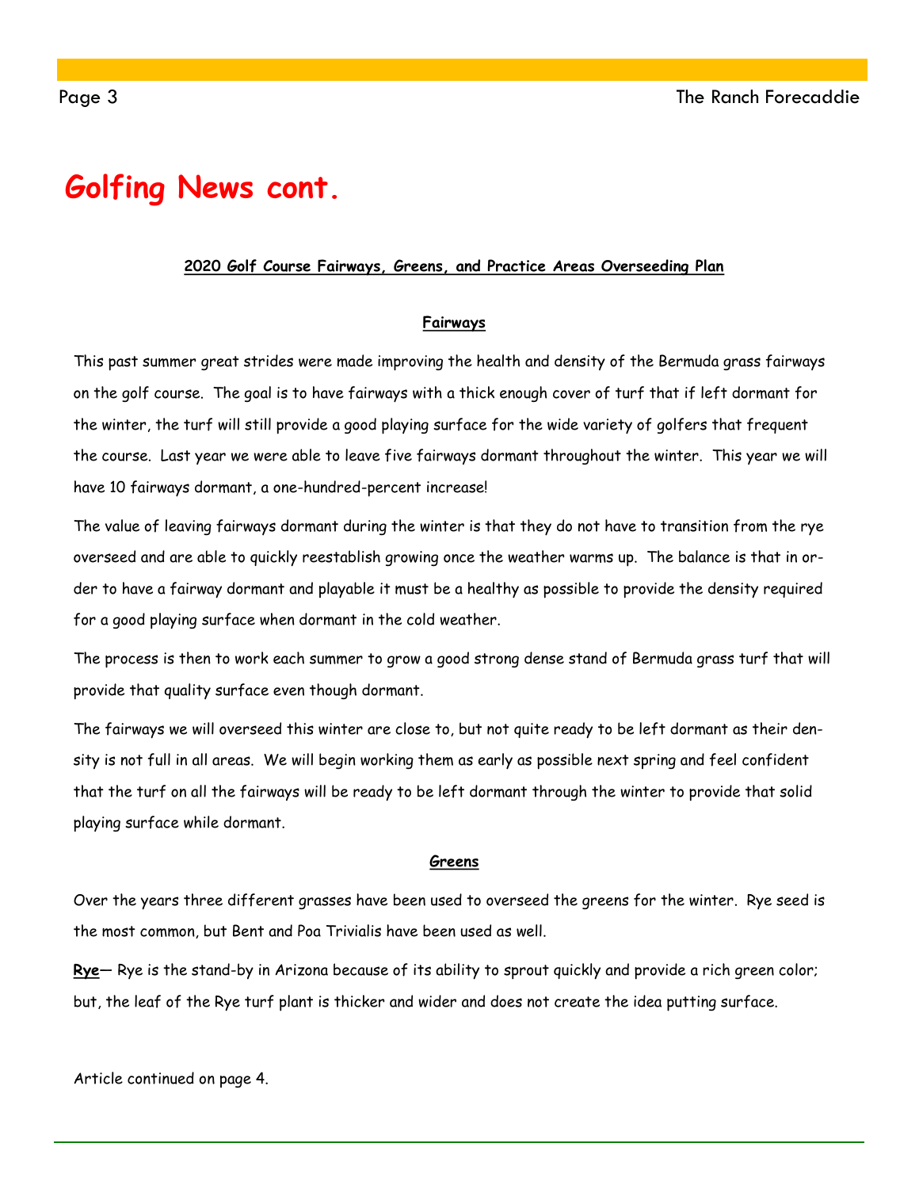# Golfing News cont.

**2020 Golf Course Fairways, Greens, and Practice Areas Overseeding Plan**

**Fairways**

This past summer great strides were made improving the health and density of the Bermuda grass fairways on the golf course. The goal is to have fairways with a thick enough cover of turf that if left dormant for the winter, the turf will still provide a good playing surface for the wide variety of golfers that frequent the course. Last year we were able to leave five fairways dormant throughout the winter. This year we will have 10 fairways dormant, a one-hundred-percent increase!

The value of leaving fairways dormant during the winter is that they do not have to transition from the rye overseed and are able to quickly reestablish growing once the weather warms up. The balance is that in order to have a fairway dormant and playable it must be a healthy as possible to provide the density required for a good playing surface when dormant in the cold weather.

The process is then to work each summer to grow a good strong dense stand of Bermuda grass turf that will provide that quality surface even though dormant.

The fairways we will overseed this winter are close to, but not quite ready to be left dormant as their density is not full in all areas. We will begin working them as early as possible next spring and feel confident that the turf on all the fairways will be ready to be left dormant through the winter to provide that solid playing surface while dormant.

**Greens**

Over the years three different grasses have been used to overseed the greens for the winter. Rye seed is the most common, but Bent and Poa Trivialis have been used as well.

**Rye**— Rye is the stand-by in Arizona because of its ability to sprout quickly and provide a rich green color; but, the leaf of the Rye turf plant is thicker and wider and does not create the idea putting surface.

Article continued on page 4.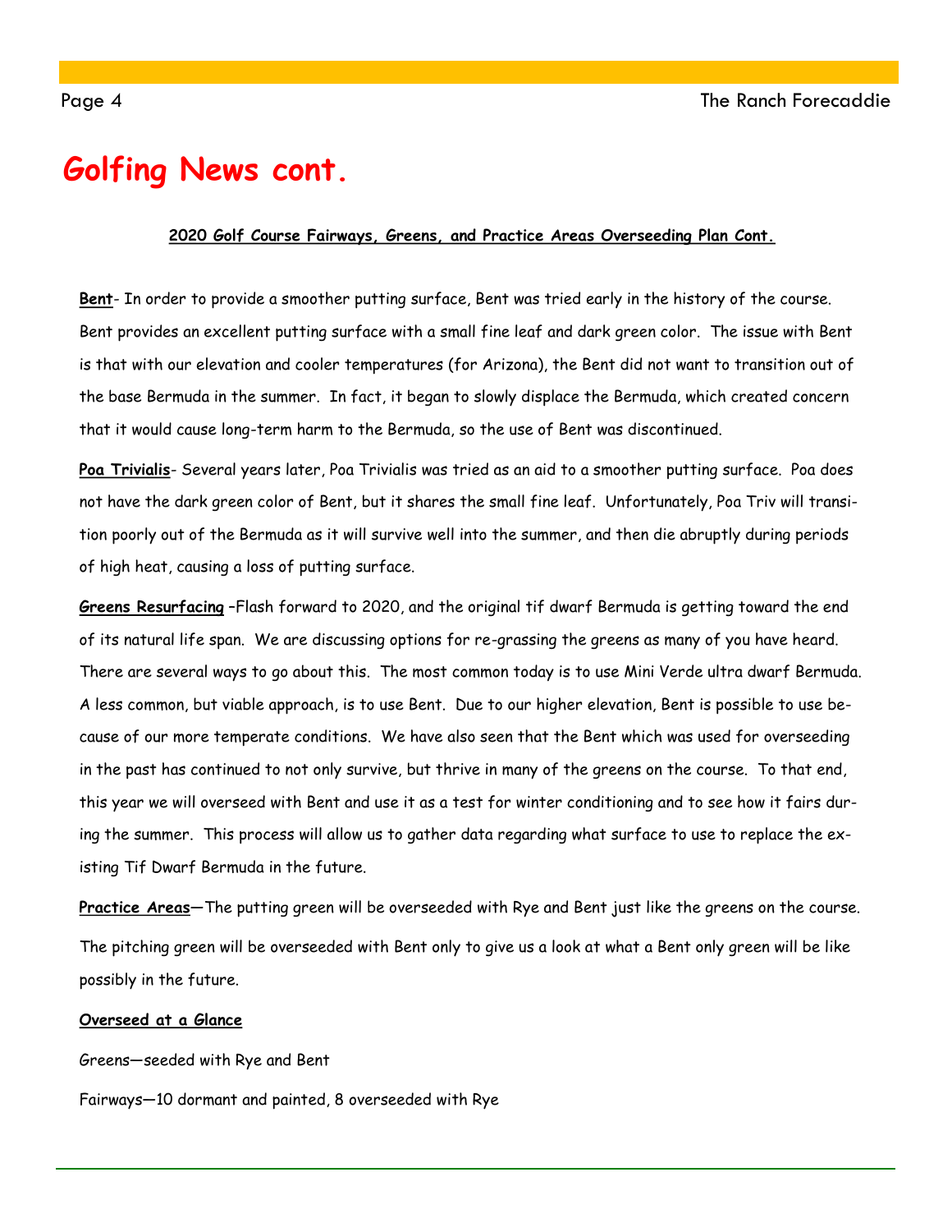# Golfing News cont.

**2020 Golf Course Fairways, Greens, and Practice Areas Overseeding Plan Cont.**

**Bent**- In order to provide a smoother putting surface, Bent was tried early in the history of the course. Bent provides an excellent putting surface with a small fine leaf and dark green color. The issue with Bent is that with our elevation and cooler temperatures (for Arizona), the Bent did not want to transition out of the base Bermuda in the summer. In fact, it began to slowly displace the Bermuda, which created concern that it would cause long-term harm to the Bermuda, so the use of Bent was discontinued.

**Poa Trivialis**- Several years later, Poa Trivialis was tried as an aid to a smoother putting surface. Poa does not have the dark green color of Bent, but it shares the small fine leaf. Unfortunately, Poa Triv will transition poorly out of the Bermuda as it will survive well into the summer, and then die abruptly during periods of high heat, causing a loss of putting surface.

**Greens Resurfacing** –Flash forward to 2020, and the original tif dwarf Bermuda is getting toward the end of its natural life span. We are discussing options for re-grassing the greens as many of you have heard. There are several ways to go about this. The most common today is to use Mini Verde ultra dwarf Bermuda. A less common, but viable approach, is to use Bent. Due to our higher elevation, Bent is possible to use because of our more temperate conditions. We have also seen that the Bent which was used for overseeding in the past has continued to not only survive, but thrive in many of the greens on the course. To that end, this year we will overseed with Bent and use it as a test for winter conditioning and to see how it fairs during the summer. This process will allow us to gather data regarding what surface to use to replace the existing Tif Dwarf Bermuda in the future.

**Practice Areas**—The putting green will be overseeded with Rye and Bent just like the greens on the course.

The pitching green will be overseeded with Bent only to give us a look at what a Bent only green will be like possibly in the future.

**Overseed at a Glance**

Greens—seeded with Rye and Bent

Fairways—10 dormant and painted, 8 overseeded with Rye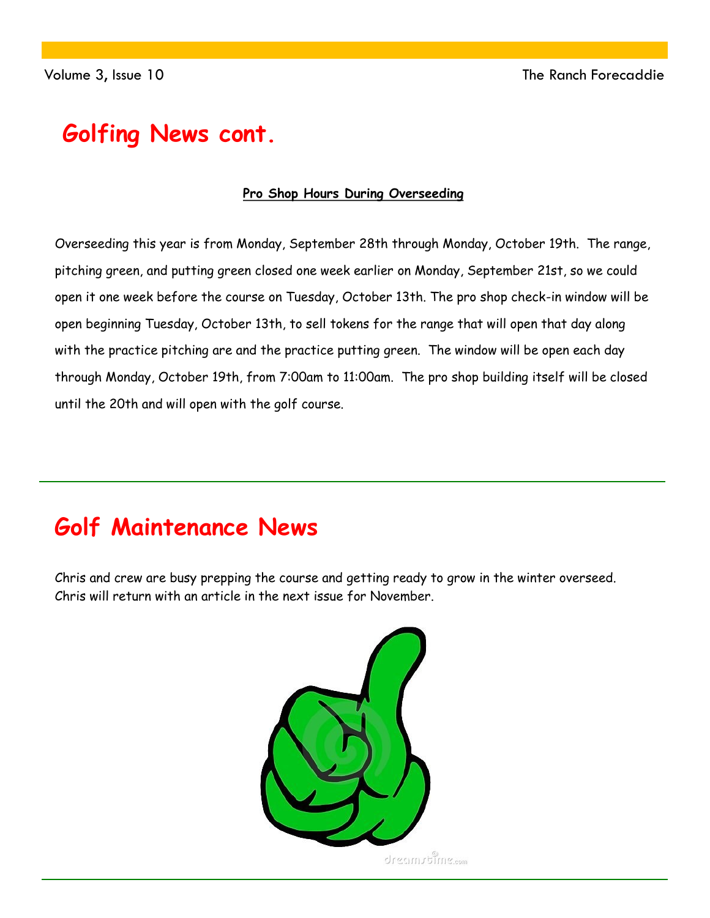# Golfing News cont.

**Pro Shop Hours During Overseeding**

Overseeding this year is from Monday, September 28th through Monday, October 19th. The range, pitching green, and putting green closed one week earlier on Monday, September 21st, so we could open it one week before the course on Tuesday, October 13th. The pro shop check-in window will be open beginning Tuesday, October 13th, to sell tokens for the range that will open that day along with the practice pitching are and the practice putting green. The window will be open each day through Monday, October 19th, from 7:00am to 11:00am. The pro shop building itself will be closed until the 20th and will open with the golf course.

# Golf Maintenance News

Chris and crew are busy prepping the course and getting ready to grow in the winter overseed. Chris will return with an article in the next issue for November.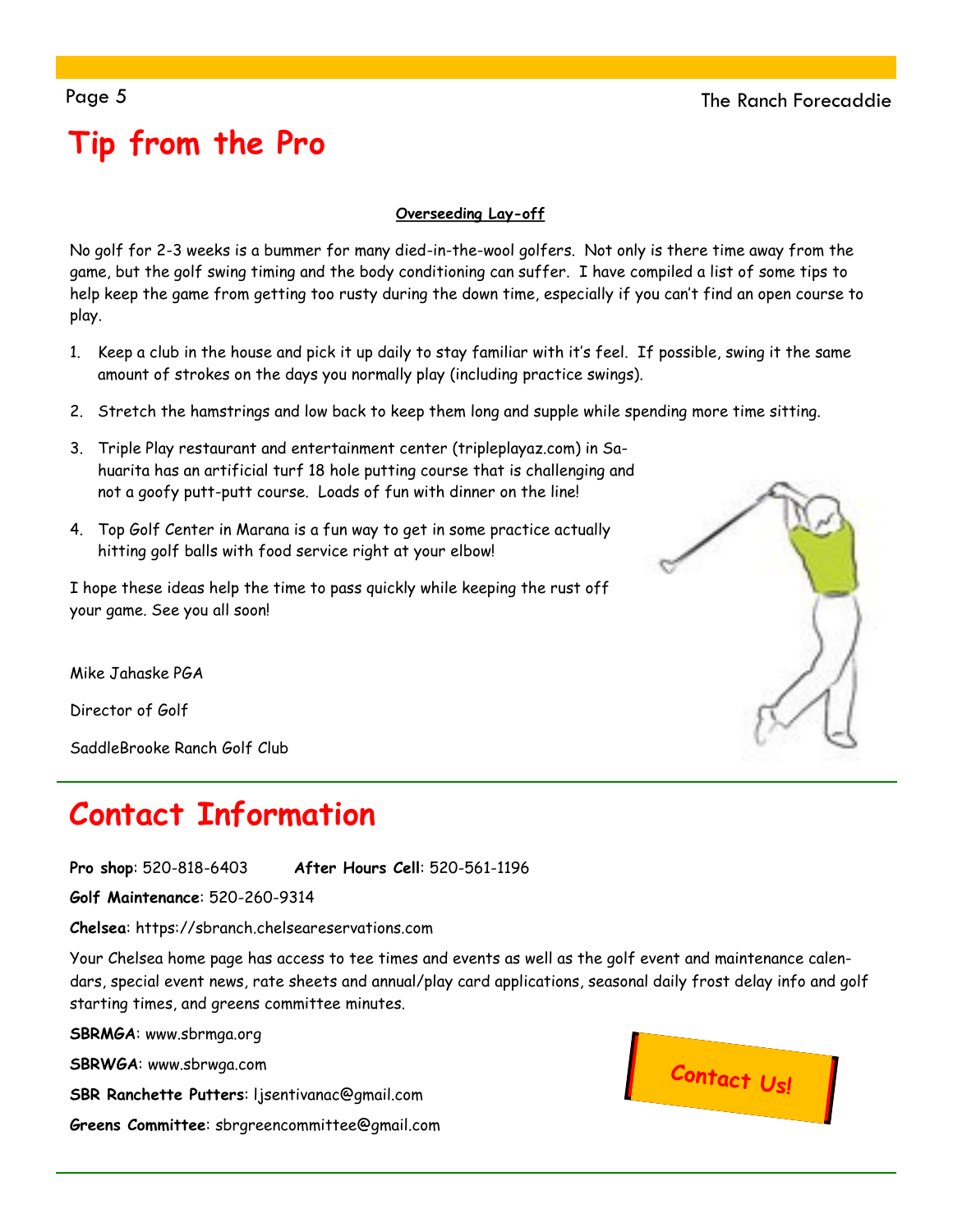# Tip from the Pro

**Overseeding Lay-off**

No golf for 2-3 weeks is a bummer for many died-in-the-wool golfers. Not only is there time away from the game, but the golf swing timing and the body conditioning can suffer. I have compiled a list of some tips to help keep the game from getting too rusty during the down time, especially if you can't find an open course to play.

1. Keep a club in the house and pick it up daily to stay familiar with it's feel. If possible, swing it the same amount of strokes on the days you normally play (including practice swings).
2. Stretch the hamstrings and low back to keep them long and supple while spending more time sitting.
3. Triple Play restaurant and entertainment center (tripleplayaz.com) in Sahuarita has an artificial turf 18 hole putting course that is challenging and not a goofy putt-putt course. Loads of fun with dinner on the line!
4. Top Golf Center in Marana is a fun way to get in some practice actually hitting golf balls with food service right at your elbow!

I hope these ideas help the time to pass quickly while keeping the rust off your game. See you all soon!

Mike Jahaske PGA

Director of Golf

SaddleBrooke Ranch Golf Club

# Contact Information

**Pro shop**: 520-818-6403 **After Hours Cell**: 520-561-1196

**Golf Maintenance**: 520-260-9314

**Chelsea**: https://sbranch.chelseareservations.com

Your Chelsea home page has access to tee times and events as well as the golf event and maintenance calendars, special event news, rate sheets and annual/play card applications, seasonal daily frost delay info and golf starting times, and greens committee minutes.

**SBRMGA**: www.sbrmga.org

**SBRWGA**: www.sbrwga.com

**SBR Ranchette Putters**: ljsentivanac@gmail.com

**Greens Committee**: sbrgreencommittee@gmail.com

Contact Us!